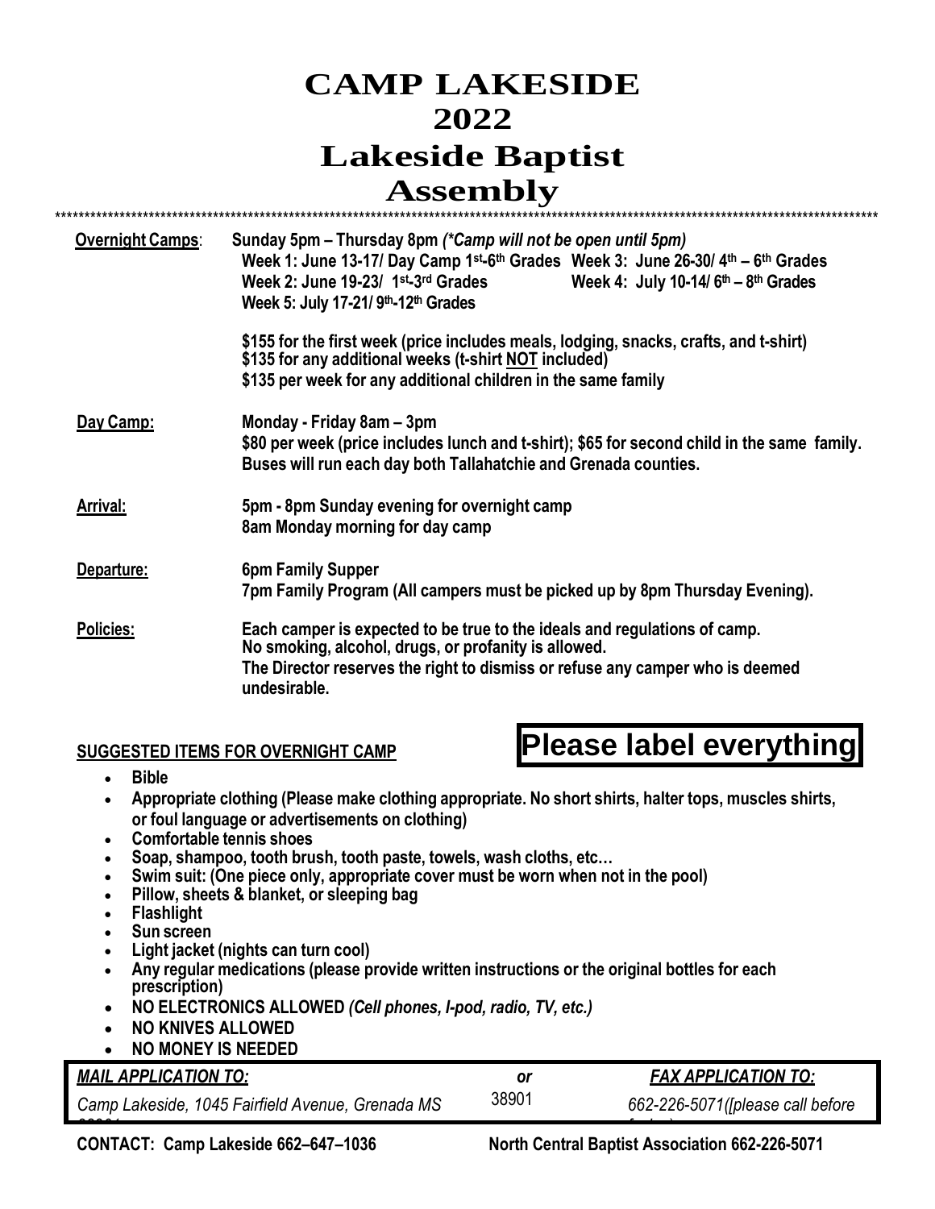# CAMP LAKESIDE
# 2022
# Lakeside Baptist Assembly

******************************************************************************************************************************************

**Overnight Camps**: **Sunday 5pm – Thursday 8pm** ***(\*Camp will not be open until 5pm)***

**Week 1: June 13-17/ Day Camp 1st-6th Grades**
**Week 2: June 19-23/ 1st-3rd Grades**
**Week 3: June 26-30/ 4th – 6th Grades**
**Week 4: July 10-14/ 6th – 8th Grades**
**Week 5: July 17-21/ 9th-12th Grades**

**$155 for the first week (price includes meals, lodging, snacks, crafts, and t-shirt)**
**$135 for any additional weeks (t-shirt NOT included)**
**$135 per week for any additional children in the same family**

**Day Camp:** **Monday - Friday 8am – 3pm**
**$80 per week (price includes lunch and t-shirt); $65 for second child in the same family.**
**Buses will run each day both Tallahatchie and Grenada counties.**

**Arrival:** **5pm - 8pm Sunday evening for overnight camp**
**8am Monday morning for day camp**

**Departure:** **6pm Family Supper**
**7pm Family Program (All campers must be picked up by 8pm Thursday Evening).**

**Policies:** **Each camper is expected to be true to the ideals and regulations of camp.**
**No smoking, alcohol, drugs, or profanity is allowed.**
**The Director reserves the right to dismiss or refuse any camper who is deemed undesirable.**

**SUGGESTED ITEMS FOR OVERNIGHT CAMP**

**Please label everything**

- **Bible**
- **Appropriate clothing (Please make clothing appropriate. No short shirts, halter tops, muscles shirts, or foul language or advertisements on clothing)**
- **Comfortable tennis shoes**
- **Soap, shampoo, tooth brush, tooth paste, towels, wash cloths, etc…**
- **Swim suit: (One piece only, appropriate cover must be worn when not in the pool)**
- **Pillow, sheets & blanket, or sleeping bag**
- **Flashlight**
- **Sun screen**
- **Light jacket (nights can turn cool)**
- **Any regular medications (please provide written instructions or the original bottles for each prescription)**
- **NO ELECTRONICS ALLOWED** ***(Cell phones, I-pod, radio, TV, etc.)***
- **NO KNIVES ALLOWED**
- **NO MONEY IS NEEDED**

| ***MAIL APPLICATION TO:*** | ***or*** | ***FAX APPLICATION TO:*** |
|---|---|---|
| *Camp Lakeside, 1045 Fairfield Avenue, Grenada MS 38901* | | *662-226-5071([please call before faxing)* |

**CONTACT: Camp Lakeside 662–647–1036** **North Central Baptist Association 662-226-5071**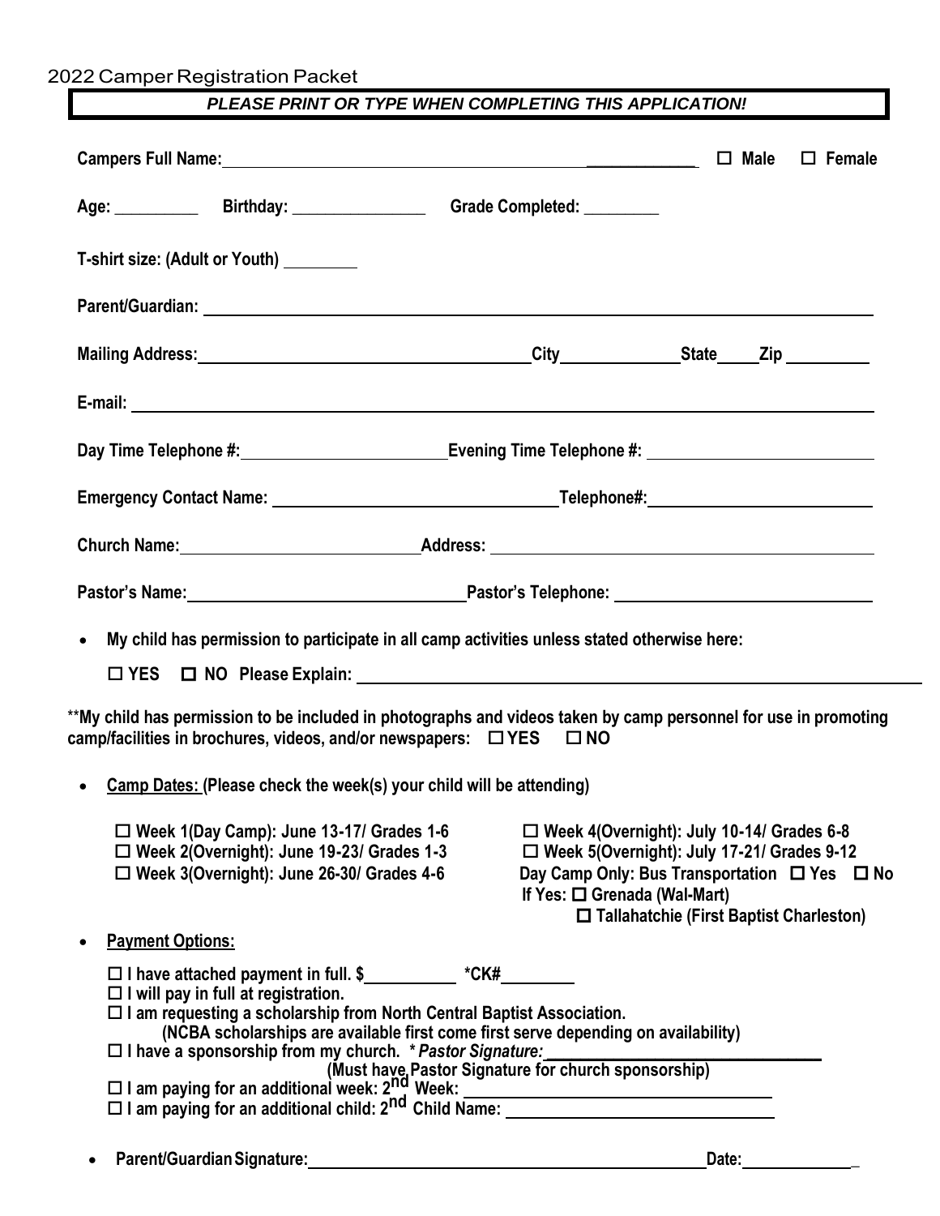2022 Camper Registration Packet

***PLEASE PRINT OR TYPE WHEN COMPLETING THIS APPLICATION!***

**Campers Full Name:** ______________________________ ☐ **Male** ☐ **Female**

**Age:** __________ **Birthday:** _______________ **Grade Completed:** ________

**T-shirt size: (Adult or Youth)** ________

**Parent/Guardian:** ______________________________

**Mailing Address:** ______________________ **City** __________ **State** _____ **Zip** _________

**E-mail:** ______________________________

**Day Time Telephone #:** ____________________ **Evening Time Telephone #:** ____________________

**Emergency Contact Name:** ____________________ **Telephone#:** ____________________

**Church Name:** ____________________ **Address:** ____________________

**Pastor's Name:** ____________________ **Pastor's Telephone:** ____________________

- **My child has permission to participate in all camp activities unless stated otherwise here:**

  ☐ **YES** ☐ **NO Please Explain:** ______________________________

**\*\*My child has permission to be included in photographs and videos taken by camp personnel for use in promoting camp/facilities in brochures, videos, and/or newspapers:** ☐ **YES** ☐ **NO**

- **Camp Dates: (Please check the week(s) your child will be attending)**

  ☐ **Week 1(Day Camp): June 13-17/ Grades 1-6**
  ☐ **Week 2(Overnight): June 19-23/ Grades 1-3**
  ☐ **Week 3(Overnight): June 26-30/ Grades 4-6**
  ☐ **Week 4(Overnight): July 10-14/ Grades 6-8**
  ☐ **Week 5(Overnight): July 17-21/ Grades 9-12**
  **Day Camp Only: Bus Transportation** ☐ **Yes** ☐ **No**
  **If Yes:** ☐ **Grenada (Wal-Mart)**
  ☐ **Tallahatchie (First Baptist Charleston)**

- **Payment Options:**

  ☐ **I have attached payment in full. $** __________ **\*CK#** ________
  ☐ **I will pay in full at registration.**
  ☐ **I am requesting a scholarship from North Central Baptist Association.**
  **(NCBA scholarships are available first come first serve depending on availability)**
  ☐ **I have a sponsorship from my church. *\* Pastor Signature:*** ______________________
  **(Must have Pastor Signature for church sponsorship)**
  ☐ **I am paying for an additional week: 2nd Week:** ______________________
  ☐ **I am paying for an additional child: 2nd Child Name:** ______________________

- **Parent/Guardian Signature:** ______________________________ **Date:** ____________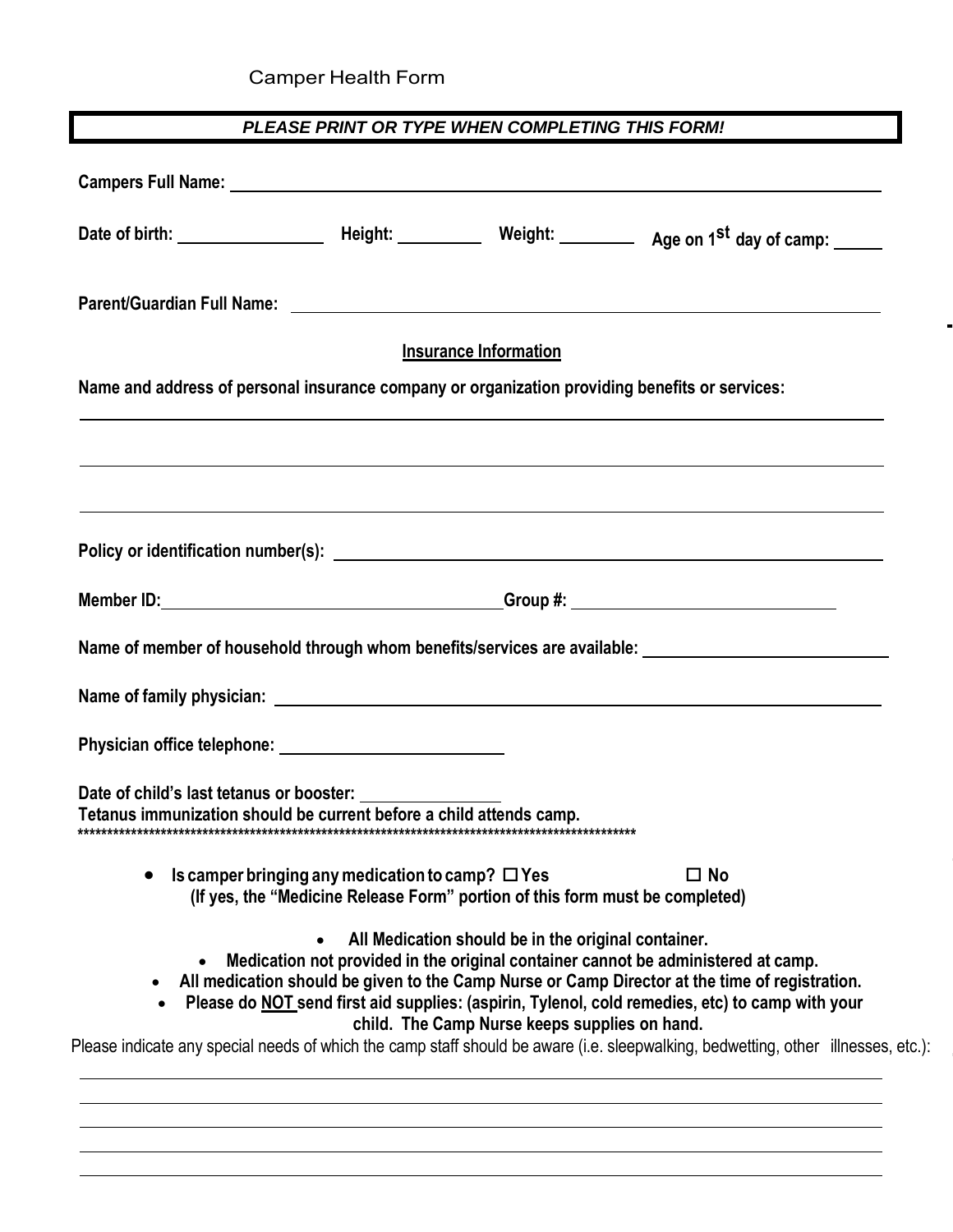Camper Health Form

***PLEASE PRINT OR TYPE WHEN COMPLETING THIS FORM!***

**Campers Full Name:** ______________________________________________

**Date of birth:** ________________ **Height:** _________ **Weight:** ________ **Age on 1st day of camp:** _____

**Parent/Guardian Full Name:** ______________________________________________

**Insurance Information**

**Name and address of personal insurance company or organization providing benefits or services:**

______________________________________________

______________________________________________

______________________________________________

**Policy or identification number(s):** ______________________________________________

**Member ID:** ______________________ **Group #:** ______________________

**Name of member of household through whom benefits/services are available:** ______________________

**Name of family physician:** ______________________________________________

**Physician office telephone:** ______________________

**Date of child's last tetanus or booster:** ______________

**Tetanus immunization should be current before a child attends camp.**

**************************************************************************************************

- **Is camper bringing any medication to camp?** ☐ **Yes** ☐ **No**
  **(If yes, the "Medicine Release Form" portion of this form must be completed)**

- **All Medication should be in the original container.**
- **Medication not provided in the original container cannot be administered at camp.**
- **All medication should be given to the Camp Nurse or Camp Director at the time of registration.**
- **Please do NOT send first aid supplies: (aspirin, Tylenol, cold remedies, etc) to camp with your child. The Camp Nurse keeps supplies on hand.**

Please indicate any special needs of which the camp staff should be aware (i.e. sleepwalking, bedwetting, other illnesses, etc.):

______________________________________________

______________________________________________

______________________________________________

______________________________________________

______________________________________________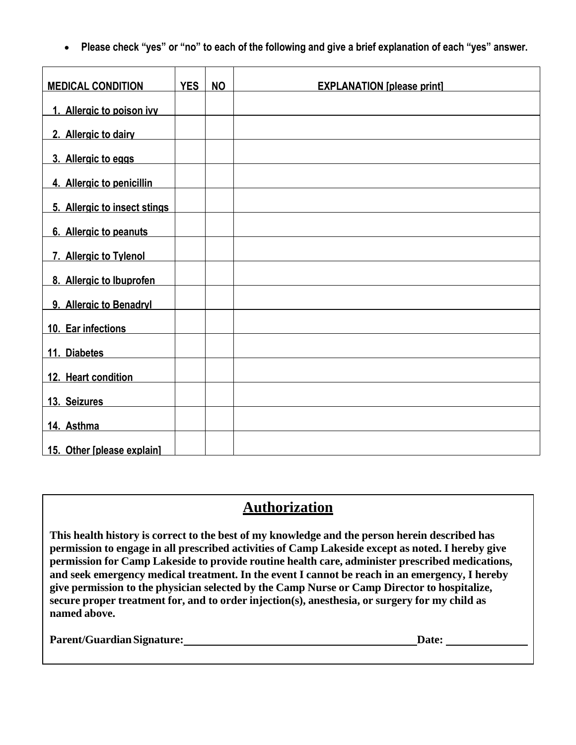- **Please check "yes" or "no" to each of the following and give a brief explanation of each "yes" answer.**

| MEDICAL CONDITION | YES | NO | EXPLANATION [please print] |
| --- | --- | --- | --- |
| 1. Allergic to poison ivy | | | |
| 2. Allergic to dairy | | | |
| 3. Allergic to eggs | | | |
| 4. Allergic to penicillin | | | |
| 5. Allergic to insect stings | | | |
| 6. Allergic to peanuts | | | |
| 7. Allergic to Tylenol | | | |
| 8. Allergic to Ibuprofen | | | |
| 9. Allergic to Benadryl | | | |
| 10. Ear infections | | | |
| 11. Diabetes | | | |
| 12. Heart condition | | | |
| 13. Seizures | | | |
| 14. Asthma | | | |
| 15. Other [please explain] | | | |

## Authorization

**This health history is correct to the best of my knowledge and the person herein described has permission to engage in all prescribed activities of Camp Lakeside except as noted. I hereby give permission for Camp Lakeside to provide routine health care, administer prescribed medications, and seek emergency medical treatment. In the event I cannot be reach in an emergency, I hereby give permission to the physician selected by the Camp Nurse or Camp Director to hospitalize, secure proper treatment for, and to order injection(s), anesthesia, or surgery for my child as named above.**

**Parent/Guardian Signature:** ______________________________ **Date:** ____________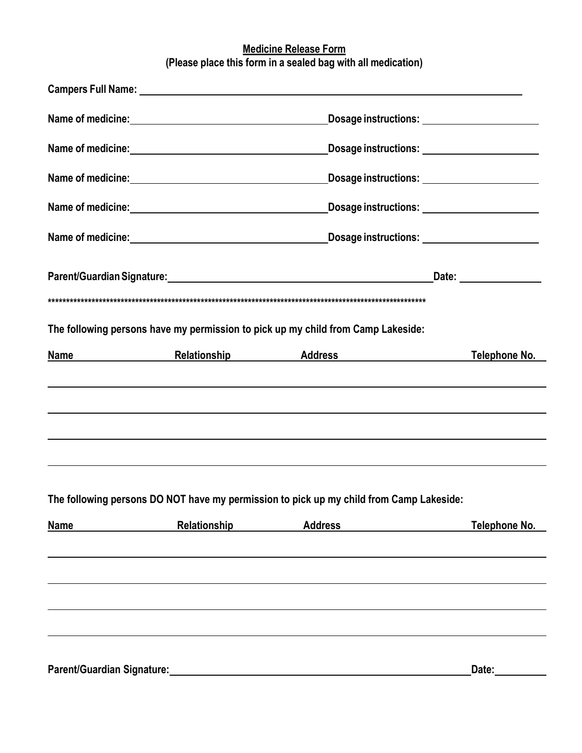**Medicine Release Form**

**(Please place this form in a sealed bag with all medication)**

**Campers Full Name:** ______________________________________________

**Name of medicine:** ____________________ **Dosage instructions:** ____________________

**Name of medicine:** ____________________ **Dosage instructions:** ____________________

**Name of medicine:** ____________________ **Dosage instructions:** ____________________

**Name of medicine:** ____________________ **Dosage instructions:** ____________________

**Name of medicine:** ____________________ **Dosage instructions:** ____________________

**Parent/Guardian Signature:** ______________________________ **Date:** ____________

**************************************************************************************************************

**The following persons have my permission to pick up my child from Camp Lakeside:**

| Name | Relationship | Address | Telephone No. |
| --- | --- | --- | --- |
| | | | |
| | | | |
| | | | |
| | | | |

**The following persons DO NOT have my permission to pick up my child from Camp Lakeside:**

| Name | Relationship | Address | Telephone No. |
| --- | --- | --- | --- |
| | | | |
| | | | |
| | | | |
| | | | |

**Parent/Guardian Signature:** ______________________________ **Date:** ____________